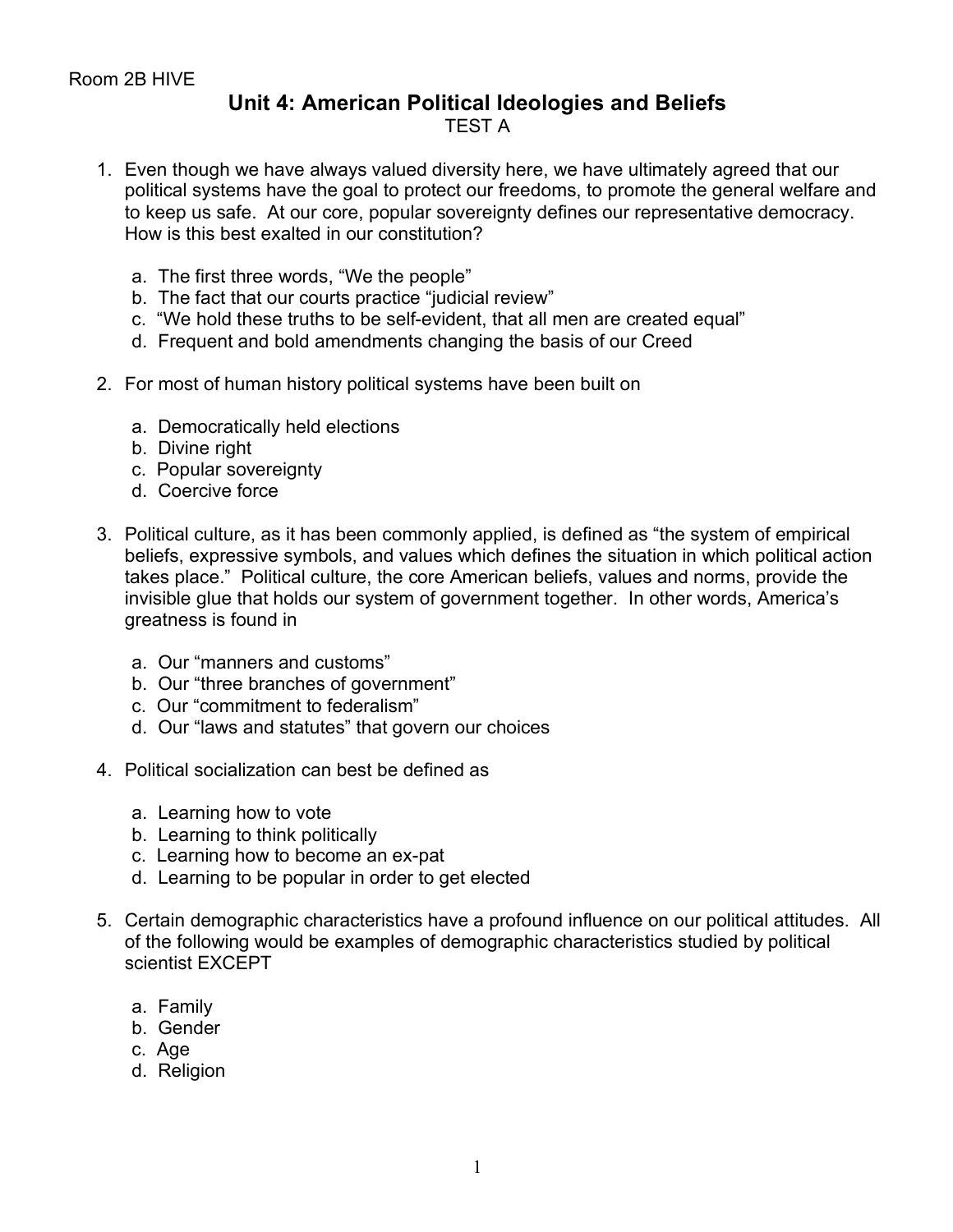Room 2B HIVE

# Unit 4: American Political Ideologies and Beliefs

TEST A

1. Even though we have always valued diversity here, we have ultimately agreed that our political systems have the goal to protect our freedoms, to promote the general welfare and to keep us safe. At our core, popular sovereignty defines our representative democracy. How is this best exalted in our constitution?

   a. The first three words, "We the people"
   b. The fact that our courts practice "judicial review"
   c. "We hold these truths to be self-evident, that all men are created equal"
   d. Frequent and bold amendments changing the basis of our Creed

2. For most of human history political systems have been built on

   a. Democratically held elections
   b. Divine right
   c. Popular sovereignty
   d. Coercive force

3. Political culture, as it has been commonly applied, is defined as "the system of empirical beliefs, expressive symbols, and values which defines the situation in which political action takes place." Political culture, the core American beliefs, values and norms, provide the invisible glue that holds our system of government together. In other words, America's greatness is found in

   a. Our "manners and customs"
   b. Our "three branches of government"
   c. Our "commitment to federalism"
   d. Our "laws and statutes" that govern our choices

4. Political socialization can best be defined as

   a. Learning how to vote
   b. Learning to think politically
   c. Learning how to become an ex-pat
   d. Learning to be popular in order to get elected

5. Certain demographic characteristics have a profound influence on our political attitudes. All of the following would be examples of demographic characteristics studied by political scientist EXCEPT

   a. Family
   b. Gender
   c. Age
   d. Religion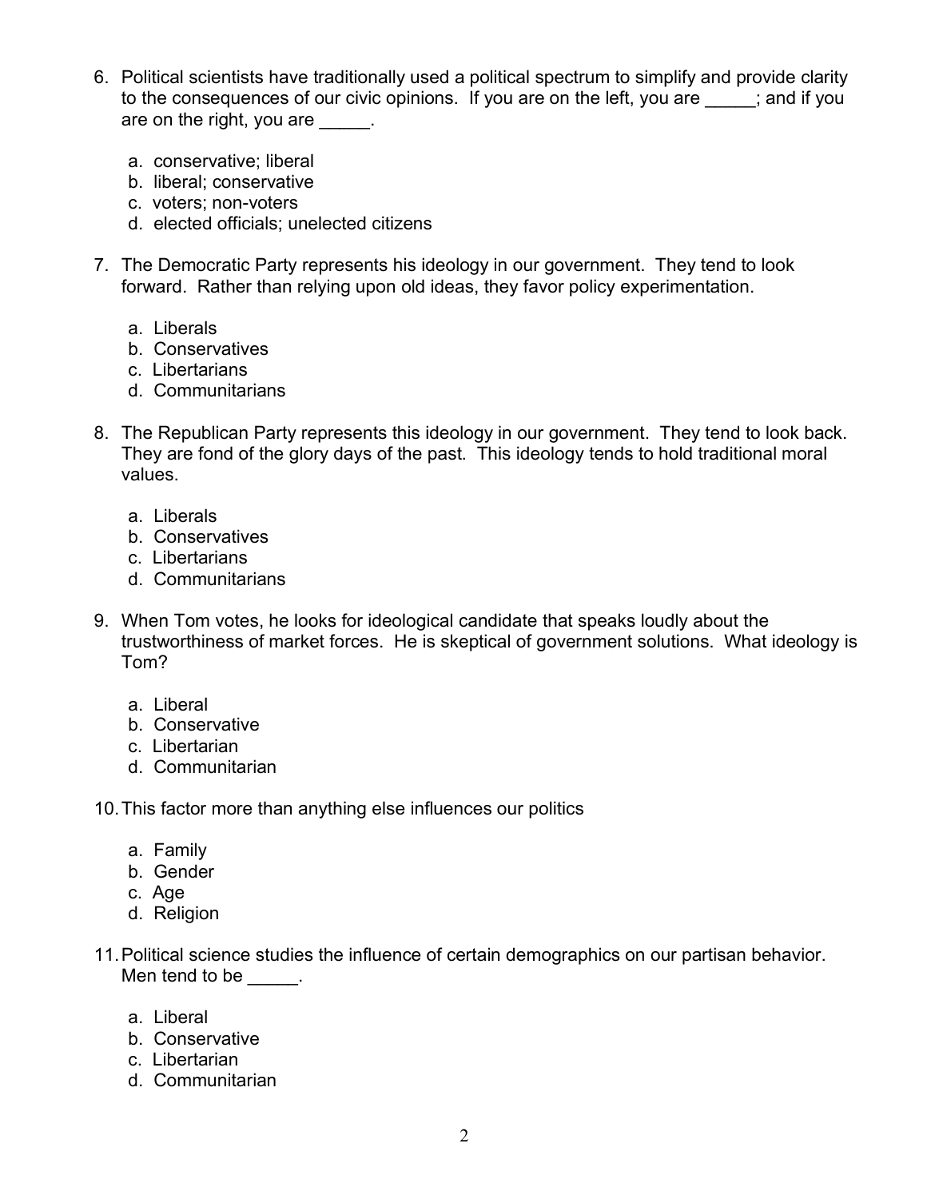6. Political scientists have traditionally used a political spectrum to simplify and provide clarity to the consequences of our civic opinions. If you are on the left, you are _____; and if you are on the right, you are _____.

   a. conservative; liberal
   b. liberal; conservative
   c. voters; non-voters
   d. elected officials; unelected citizens

7. The Democratic Party represents his ideology in our government. They tend to look forward. Rather than relying upon old ideas, they favor policy experimentation.

   a. Liberals
   b. Conservatives
   c. Libertarians
   d. Communitarians

8. The Republican Party represents this ideology in our government. They tend to look back. They are fond of the glory days of the past. This ideology tends to hold traditional moral values.

   a. Liberals
   b. Conservatives
   c. Libertarians
   d. Communitarians

9. When Tom votes, he looks for ideological candidate that speaks loudly about the trustworthiness of market forces. He is skeptical of government solutions. What ideology is Tom?

   a. Liberal
   b. Conservative
   c. Libertarian
   d. Communitarian

10. This factor more than anything else influences our politics

    a. Family
    b. Gender
    c. Age
    d. Religion

11. Political science studies the influence of certain demographics on our partisan behavior. Men tend to be _____.

    a. Liberal
    b. Conservative
    c. Libertarian
    d. Communitarian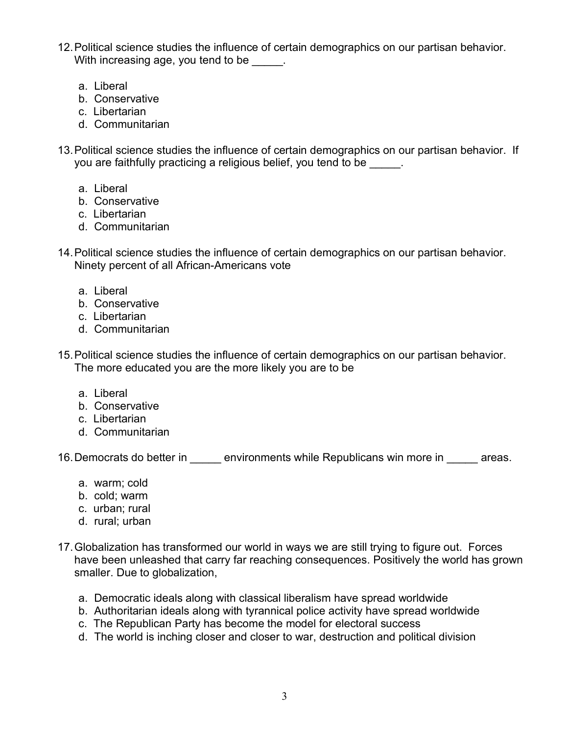12. Political science studies the influence of certain demographics on our partisan behavior. With increasing age, you tend to be _____.

    a. Liberal
    b. Conservative
    c. Libertarian
    d. Communitarian

13. Political science studies the influence of certain demographics on our partisan behavior. If you are faithfully practicing a religious belief, you tend to be _____.

    a. Liberal
    b. Conservative
    c. Libertarian
    d. Communitarian

14. Political science studies the influence of certain demographics on our partisan behavior. Ninety percent of all African-Americans vote

    a. Liberal
    b. Conservative
    c. Libertarian
    d. Communitarian

15. Political science studies the influence of certain demographics on our partisan behavior. The more educated you are the more likely you are to be

    a. Liberal
    b. Conservative
    c. Libertarian
    d. Communitarian

16. Democrats do better in _____ environments while Republicans win more in _____ areas.

    a. warm; cold
    b. cold; warm
    c. urban; rural
    d. rural; urban

17. Globalization has transformed our world in ways we are still trying to figure out. Forces have been unleashed that carry far reaching consequences. Positively the world has grown smaller. Due to globalization,

    a. Democratic ideals along with classical liberalism have spread worldwide
    b. Authoritarian ideals along with tyrannical police activity have spread worldwide
    c. The Republican Party has become the model for electoral success
    d. The world is inching closer and closer to war, destruction and political division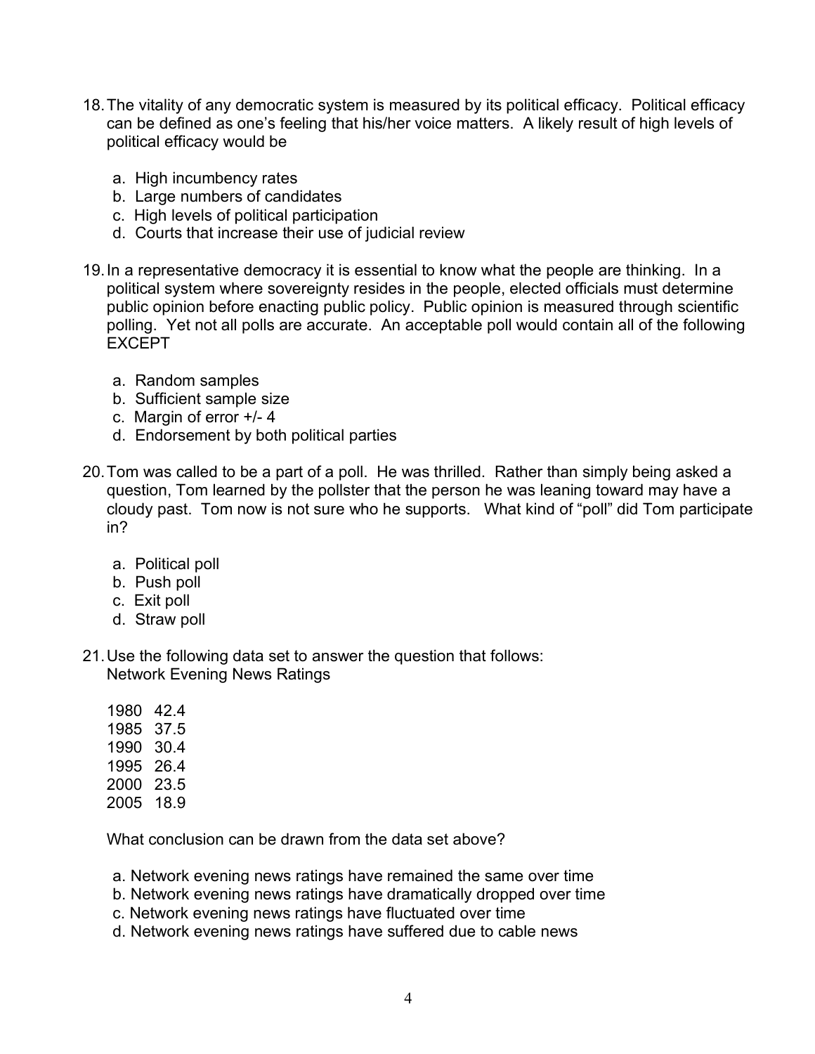18. The vitality of any democratic system is measured by its political efficacy. Political efficacy can be defined as one's feeling that his/her voice matters. A likely result of high levels of political efficacy would be

    a. High incumbency rates
    b. Large numbers of candidates
    c. High levels of political participation
    d. Courts that increase their use of judicial review

19. In a representative democracy it is essential to know what the people are thinking. In a political system where sovereignty resides in the people, elected officials must determine public opinion before enacting public policy. Public opinion is measured through scientific polling. Yet not all polls are accurate. An acceptable poll would contain all of the following EXCEPT

    a. Random samples
    b. Sufficient sample size
    c. Margin of error +/- 4
    d. Endorsement by both political parties

20. Tom was called to be a part of a poll. He was thrilled. Rather than simply being asked a question, Tom learned by the pollster that the person he was leaning toward may have a cloudy past. Tom now is not sure who he supports. What kind of "poll" did Tom participate in?

    a. Political poll
    b. Push poll
    c. Exit poll
    d. Straw poll

21. Use the following data set to answer the question that follows:
    Network Evening News Ratings

    1980 42.4
    1985 37.5
    1990 30.4
    1995 26.4
    2000 23.5
    2005 18.9

    What conclusion can be drawn from the data set above?

    a. Network evening news ratings have remained the same over time
    b. Network evening news ratings have dramatically dropped over time
    c. Network evening news ratings have fluctuated over time
    d. Network evening news ratings have suffered due to cable news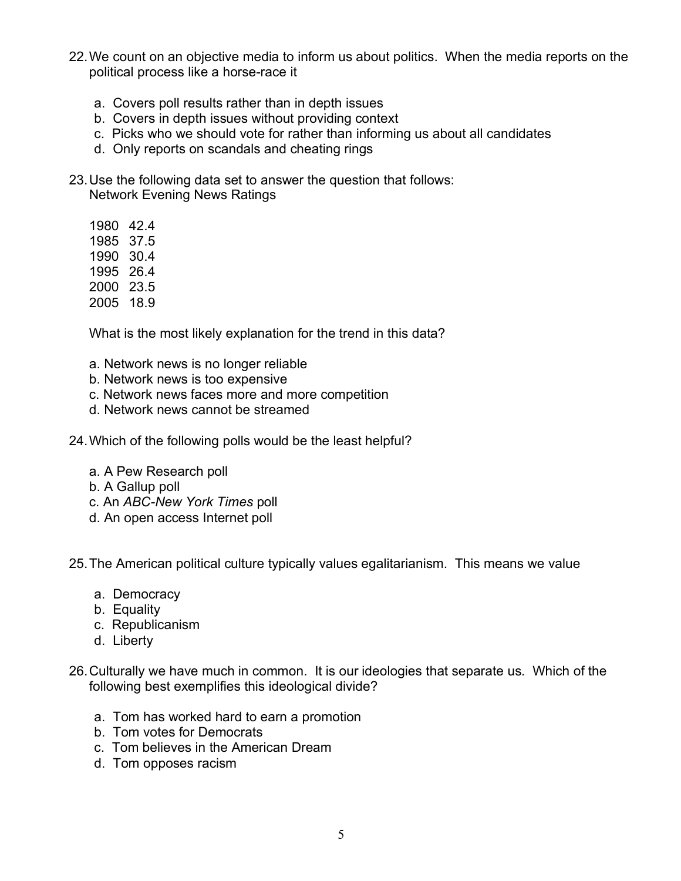22. We count on an objective media to inform us about politics. When the media reports on the political process like a horse-race it

    a. Covers poll results rather than in depth issues
    b. Covers in depth issues without providing context
    c. Picks who we should vote for rather than informing us about all candidates
    d. Only reports on scandals and cheating rings

23. Use the following data set to answer the question that follows:
    Network Evening News Ratings

    1980 42.4
    1985 37.5
    1990 30.4
    1995 26.4
    2000 23.5
    2005 18.9

    What is the most likely explanation for the trend in this data?

    a. Network news is no longer reliable
    b. Network news is too expensive
    c. Network news faces more and more competition
    d. Network news cannot be streamed

24. Which of the following polls would be the least helpful?

    a. A Pew Research poll
    b. A Gallup poll
    c. An *ABC-New York Times* poll
    d. An open access Internet poll

25. The American political culture typically values egalitarianism. This means we value

    a. Democracy
    b. Equality
    c. Republicanism
    d. Liberty

26. Culturally we have much in common. It is our ideologies that separate us. Which of the following best exemplifies this ideological divide?

    a. Tom has worked hard to earn a promotion
    b. Tom votes for Democrats
    c. Tom believes in the American Dream
    d. Tom opposes racism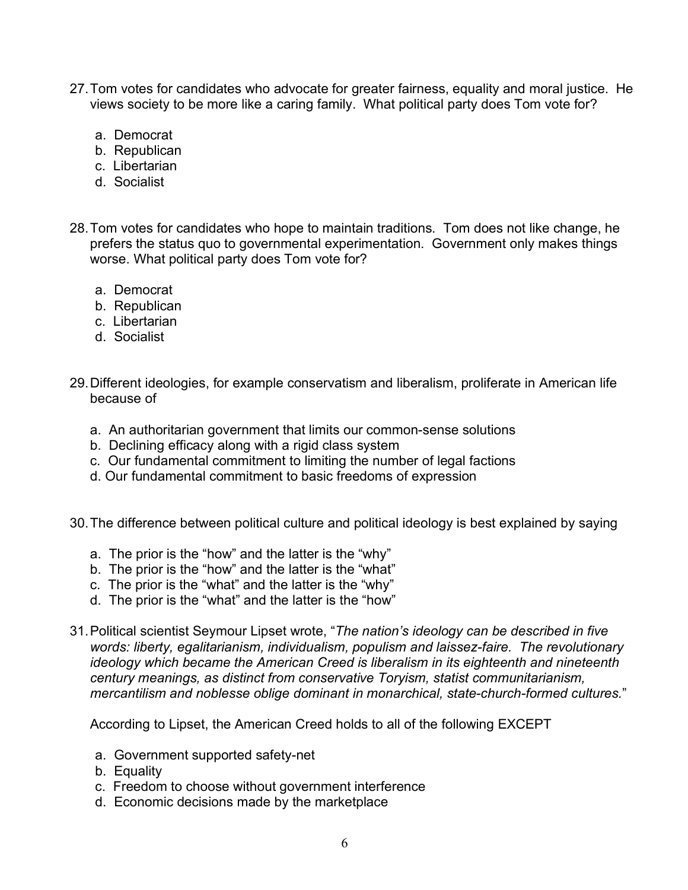27. Tom votes for candidates who advocate for greater fairness, equality and moral justice. He views society to be more like a caring family. What political party does Tom vote for?

    a. Democrat
    b. Republican
    c. Libertarian
    d. Socialist

28. Tom votes for candidates who hope to maintain traditions. Tom does not like change, he prefers the status quo to governmental experimentation. Government only makes things worse. What political party does Tom vote for?

    a. Democrat
    b. Republican
    c. Libertarian
    d. Socialist

29. Different ideologies, for example conservatism and liberalism, proliferate in American life because of

    a. An authoritarian government that limits our common-sense solutions
    b. Declining efficacy along with a rigid class system
    c. Our fundamental commitment to limiting the number of legal factions
    d. Our fundamental commitment to basic freedoms of expression

30. The difference between political culture and political ideology is best explained by saying

    a. The prior is the "how" and the latter is the "why"
    b. The prior is the "how" and the latter is the "what"
    c. The prior is the "what" and the latter is the "why"
    d. The prior is the "what" and the latter is the "how"

31. Political scientist Seymour Lipset wrote, "*The nation's ideology can be described in five words: liberty, egalitarianism, individualism, populism and laissez-faire. The revolutionary ideology which became the American Creed is liberalism in its eighteenth and nineteenth century meanings, as distinct from conservative Toryism, statist communitarianism, mercantilism and noblesse oblige dominant in monarchical, state-church-formed cultures.*"

    According to Lipset, the American Creed holds to all of the following EXCEPT

    a. Government supported safety-net
    b. Equality
    c. Freedom to choose without government interference
    d. Economic decisions made by the marketplace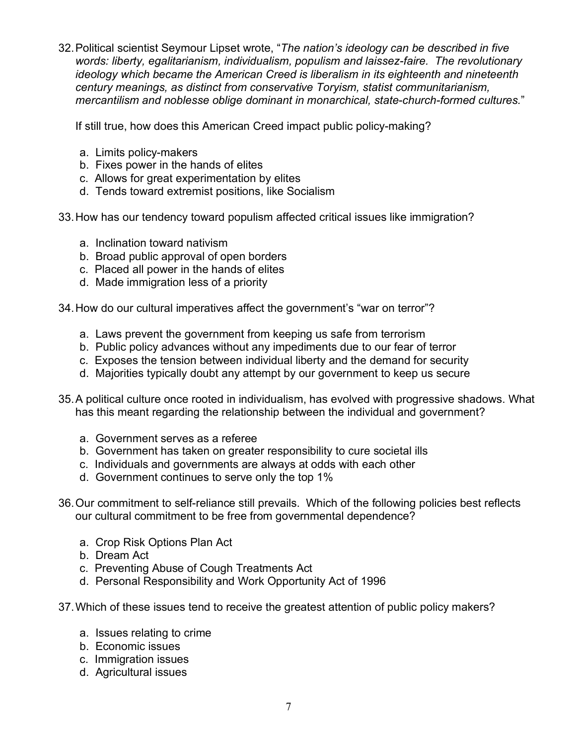32. Political scientist Seymour Lipset wrote, "*The nation's ideology can be described in five words: liberty, egalitarianism, individualism, populism and laissez-faire. The revolutionary ideology which became the American Creed is liberalism in its eighteenth and nineteenth century meanings, as distinct from conservative Toryism, statist communitarianism, mercantilism and noblesse oblige dominant in monarchical, state-church-formed cultures.*"

    If still true, how does this American Creed impact public policy-making?

    a. Limits policy-makers
    b. Fixes power in the hands of elites
    c. Allows for great experimentation by elites
    d. Tends toward extremist positions, like Socialism

33. How has our tendency toward populism affected critical issues like immigration?

    a. Inclination toward nativism
    b. Broad public approval of open borders
    c. Placed all power in the hands of elites
    d. Made immigration less of a priority

34. How do our cultural imperatives affect the government's "war on terror"?

    a. Laws prevent the government from keeping us safe from terrorism
    b. Public policy advances without any impediments due to our fear of terror
    c. Exposes the tension between individual liberty and the demand for security
    d. Majorities typically doubt any attempt by our government to keep us secure

35. A political culture once rooted in individualism, has evolved with progressive shadows. What has this meant regarding the relationship between the individual and government?

    a. Government serves as a referee
    b. Government has taken on greater responsibility to cure societal ills
    c. Individuals and governments are always at odds with each other
    d. Government continues to serve only the top 1%

36. Our commitment to self-reliance still prevails. Which of the following policies best reflects our cultural commitment to be free from governmental dependence?

    a. Crop Risk Options Plan Act
    b. Dream Act
    c. Preventing Abuse of Cough Treatments Act
    d. Personal Responsibility and Work Opportunity Act of 1996

37. Which of these issues tend to receive the greatest attention of public policy makers?

    a. Issues relating to crime
    b. Economic issues
    c. Immigration issues
    d. Agricultural issues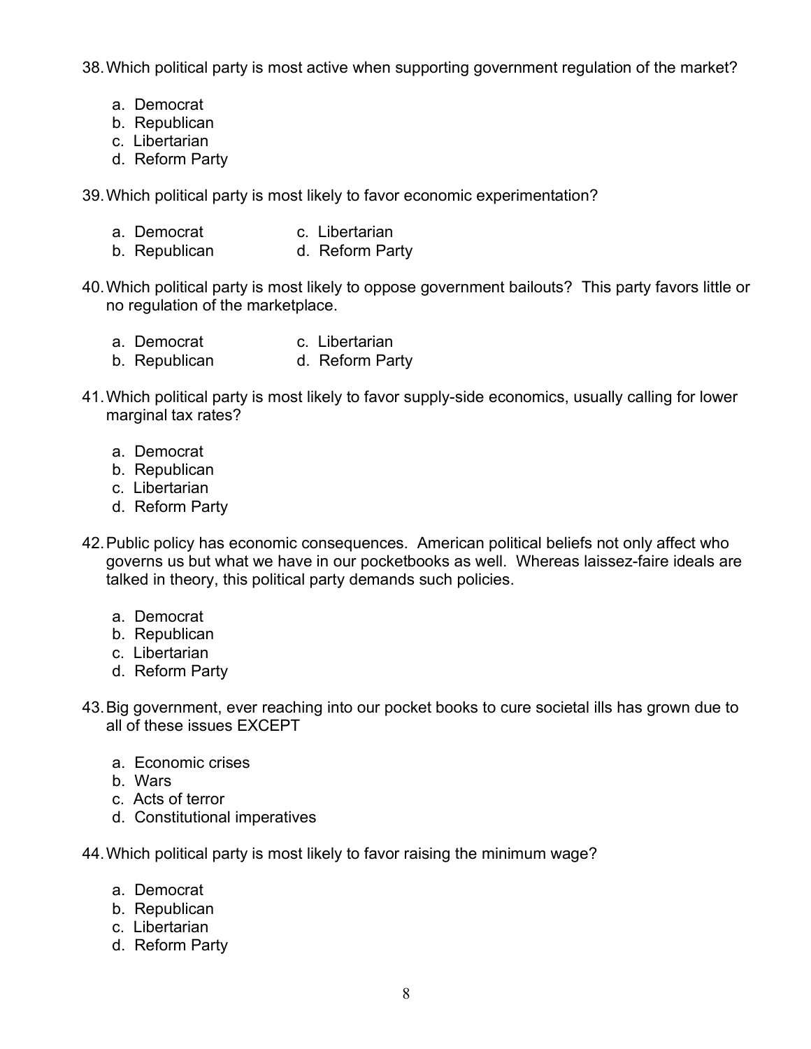38. Which political party is most active when supporting government regulation of the market?

    a. Democrat
    b. Republican
    c. Libertarian
    d. Reform Party

39. Which political party is most likely to favor economic experimentation?

    a. Democrat
    b. Republican
    c. Libertarian
    d. Reform Party

40. Which political party is most likely to oppose government bailouts? This party favors little or no regulation of the marketplace.

    a. Democrat
    b. Republican
    c. Libertarian
    d. Reform Party

41. Which political party is most likely to favor supply-side economics, usually calling for lower marginal tax rates?

    a. Democrat
    b. Republican
    c. Libertarian
    d. Reform Party

42. Public policy has economic consequences. American political beliefs not only affect who governs us but what we have in our pocketbooks as well. Whereas laissez-faire ideals are talked in theory, this political party demands such policies.

    a. Democrat
    b. Republican
    c. Libertarian
    d. Reform Party

43. Big government, ever reaching into our pocket books to cure societal ills has grown due to all of these issues EXCEPT

    a. Economic crises
    b. Wars
    c. Acts of terror
    d. Constitutional imperatives

44. Which political party is most likely to favor raising the minimum wage?

    a. Democrat
    b. Republican
    c. Libertarian
    d. Reform Party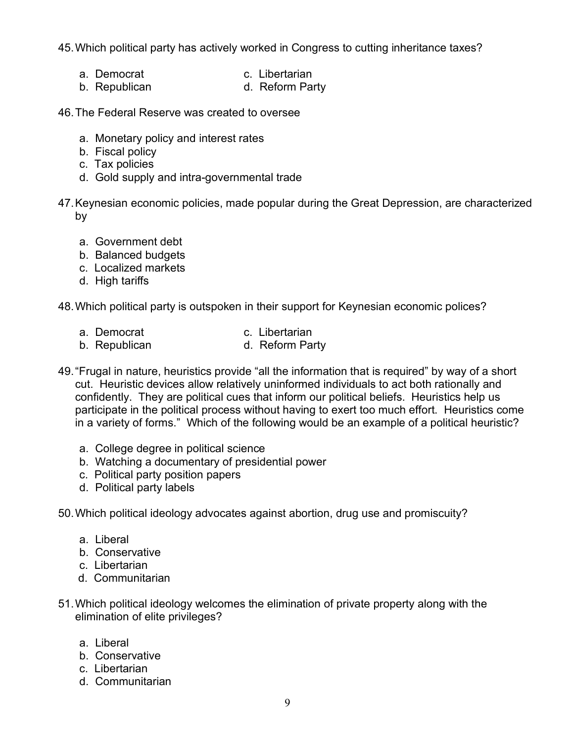45. Which political party has actively worked in Congress to cutting inheritance taxes?

   a. Democrat
   b. Republican
   c. Libertarian
   d. Reform Party

46. The Federal Reserve was created to oversee

   a. Monetary policy and interest rates
   b. Fiscal policy
   c. Tax policies
   d. Gold supply and intra-governmental trade

47. Keynesian economic policies, made popular during the Great Depression, are characterized by

   a. Government debt
   b. Balanced budgets
   c. Localized markets
   d. High tariffs

48. Which political party is outspoken in their support for Keynesian economic polices?

   a. Democrat
   b. Republican
   c. Libertarian
   d. Reform Party

49. "Frugal in nature, heuristics provide "all the information that is required" by way of a short cut. Heuristic devices allow relatively uninformed individuals to act both rationally and confidently. They are political cues that inform our political beliefs. Heuristics help us participate in the political process without having to exert too much effort. Heuristics come in a variety of forms." Which of the following would be an example of a political heuristic?

   a. College degree in political science
   b. Watching a documentary of presidential power
   c. Political party position papers
   d. Political party labels

50. Which political ideology advocates against abortion, drug use and promiscuity?

   a. Liberal
   b. Conservative
   c. Libertarian
   d. Communitarian

51. Which political ideology welcomes the elimination of private property along with the elimination of elite privileges?

   a. Liberal
   b. Conservative
   c. Libertarian
   d. Communitarian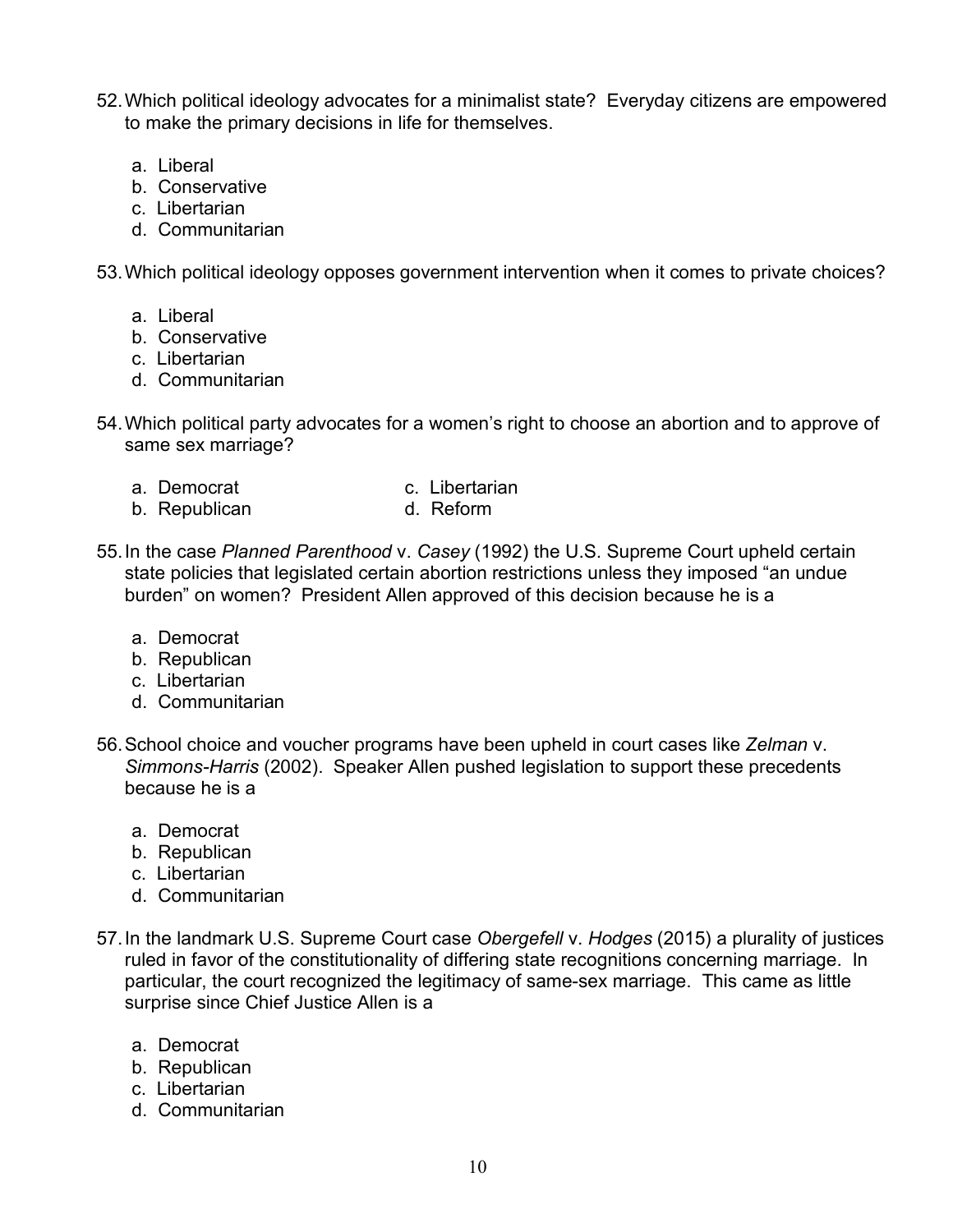52. Which political ideology advocates for a minimalist state? Everyday citizens are empowered to make the primary decisions in life for themselves.

    a. Liberal
    b. Conservative
    c. Libertarian
    d. Communitarian

53. Which political ideology opposes government intervention when it comes to private choices?

    a. Liberal
    b. Conservative
    c. Libertarian
    d. Communitarian

54. Which political party advocates for a women's right to choose an abortion and to approve of same sex marriage?

    a. Democrat
    b. Republican
    c. Libertarian
    d. Reform

55. In the case *Planned Parenthood* v. *Casey* (1992) the U.S. Supreme Court upheld certain state policies that legislated certain abortion restrictions unless they imposed "an undue burden" on women? President Allen approved of this decision because he is a

    a. Democrat
    b. Republican
    c. Libertarian
    d. Communitarian

56. School choice and voucher programs have been upheld in court cases like *Zelman* v. *Simmons-Harris* (2002). Speaker Allen pushed legislation to support these precedents because he is a

    a. Democrat
    b. Republican
    c. Libertarian
    d. Communitarian

57. In the landmark U.S. Supreme Court case *Obergefell* v. *Hodges* (2015) a plurality of justices ruled in favor of the constitutionality of differing state recognitions concerning marriage. In particular, the court recognized the legitimacy of same-sex marriage. This came as little surprise since Chief Justice Allen is a

    a. Democrat
    b. Republican
    c. Libertarian
    d. Communitarian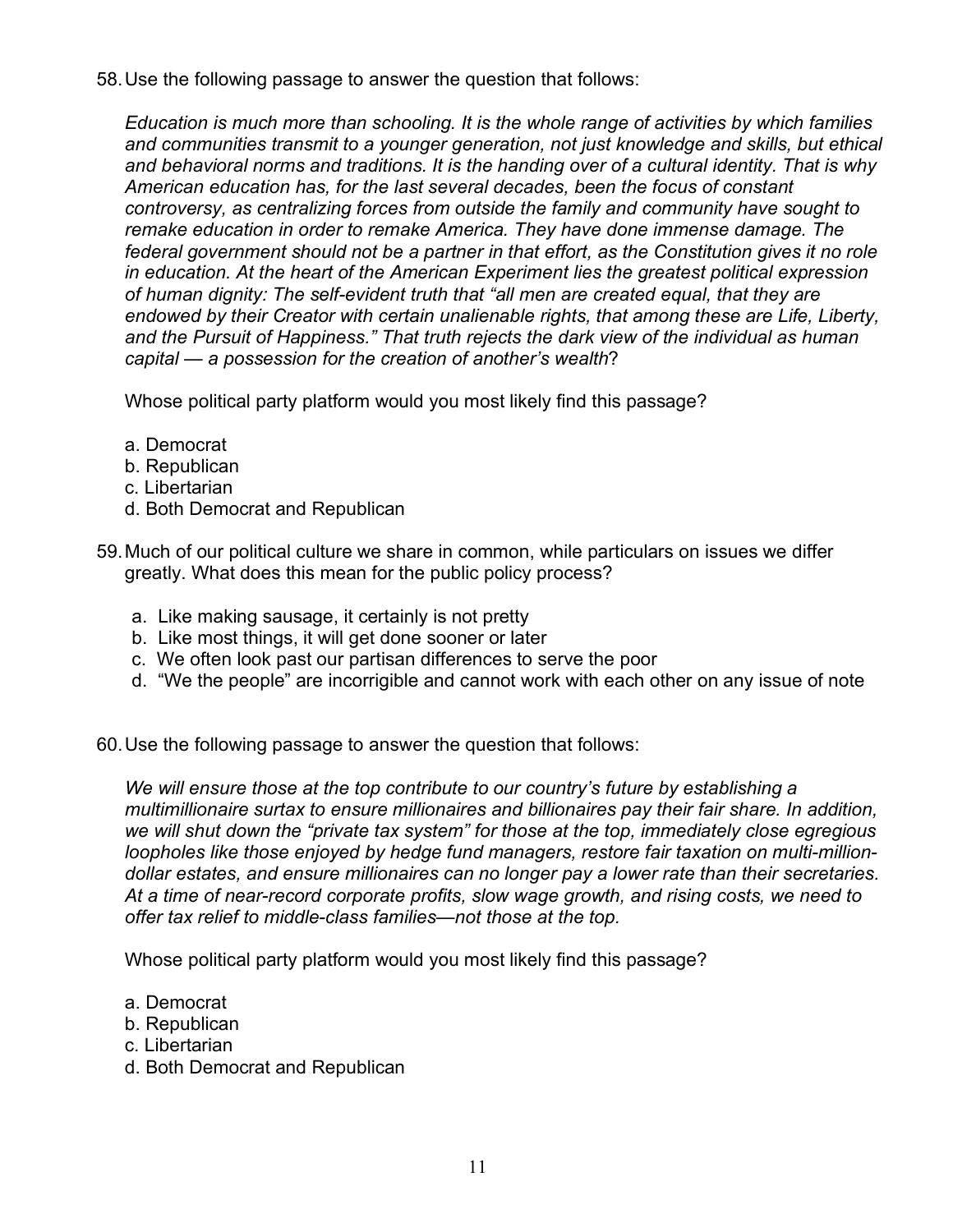58. Use the following passage to answer the question that follows:

*Education is much more than schooling. It is the whole range of activities by which families and communities transmit to a younger generation, not just knowledge and skills, but ethical and behavioral norms and traditions. It is the handing over of a cultural identity. That is why American education has, for the last several decades, been the focus of constant controversy, as centralizing forces from outside the family and community have sought to remake education in order to remake America. They have done immense damage. The federal government should not be a partner in that effort, as the Constitution gives it no role in education. At the heart of the American Experiment lies the greatest political expression of human dignity: The self-evident truth that "all men are created equal, that they are endowed by their Creator with certain unalienable rights, that among these are Life, Liberty, and the Pursuit of Happiness." That truth rejects the dark view of the individual as human capital — a possession for the creation of another's wealth*?

Whose political party platform would you most likely find this passage?

a. Democrat
b. Republican
c. Libertarian
d. Both Democrat and Republican

59. Much of our political culture we share in common, while particulars on issues we differ greatly. What does this mean for the public policy process?

a. Like making sausage, it certainly is not pretty
b. Like most things, it will get done sooner or later
c. We often look past our partisan differences to serve the poor
d. "We the people" are incorrigible and cannot work with each other on any issue of note

60. Use the following passage to answer the question that follows:

*We will ensure those at the top contribute to our country's future by establishing a multimillionaire surtax to ensure millionaires and billionaires pay their fair share. In addition, we will shut down the "private tax system" for those at the top, immediately close egregious loopholes like those enjoyed by hedge fund managers, restore fair taxation on multi-million-dollar estates, and ensure millionaires can no longer pay a lower rate than their secretaries. At a time of near-record corporate profits, slow wage growth, and rising costs, we need to offer tax relief to middle-class families—not those at the top.*

Whose political party platform would you most likely find this passage?

a. Democrat
b. Republican
c. Libertarian
d. Both Democrat and Republican